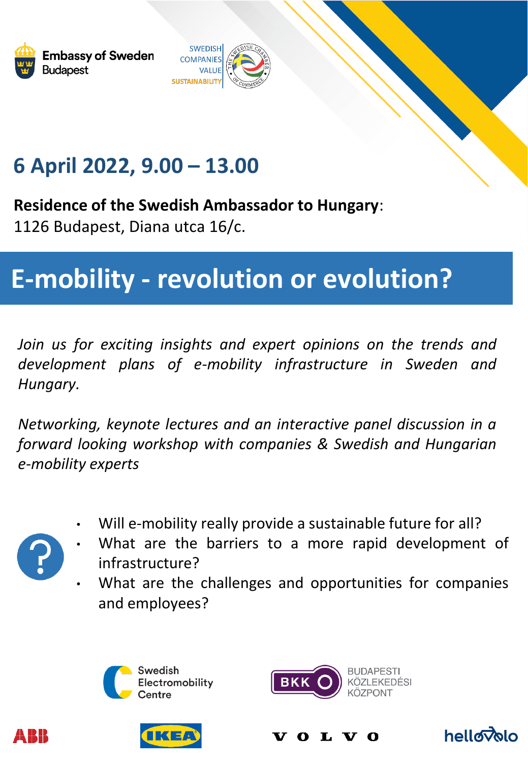Embassy of Sweden
Budapest

SWEDISH
COMPANIES
VALUE
SUSTAINABILITY

## 6 April 2022, 9.00 – 13.00

**Residence of the Swedish Ambassador to Hungary**:
1126 Budapest, Diana utca 16/c.

# E-mobility - revolution or evolution?

*Join us for exciting insights and expert opinions on the trends and development plans of e-mobility infrastructure in Sweden and Hungary.*

*Networking, keynote lectures and an interactive panel discussion in a forward looking workshop with companies & Swedish and Hungarian e-mobility experts*

- Will e-mobility really provide a sustainable future for all?
- What are the barriers to a more rapid development of infrastructure?
- What are the challenges and opportunities for companies and employees?

Swedish Electromobility Centre

BKK BUDAPESTI KÖZLEKEDÉSI KÖZPONT

ABB

IKEA

VOLVO

hellovelo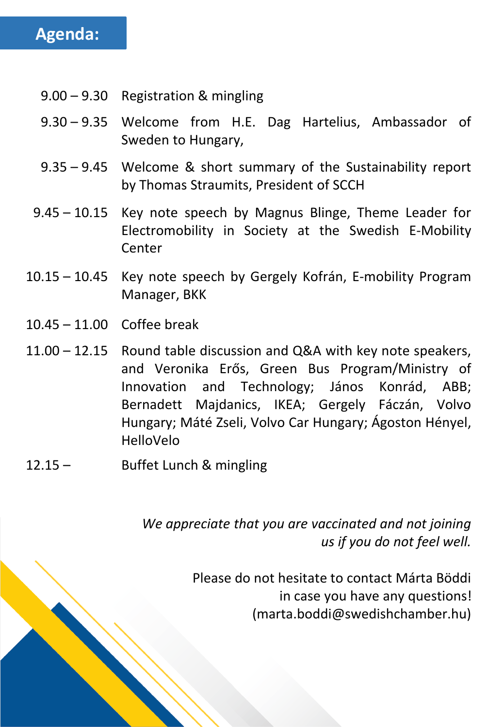## Agenda:

| | |
|---|---|
| 9.00 – 9.30 | Registration & mingling |
| 9.30 – 9.35 | Welcome from H.E. Dag Hartelius, Ambassador of Sweden to Hungary, |
| 9.35 – 9.45 | Welcome & short summary of the Sustainability report by Thomas Straumits, President of SCCH |
| 9.45 – 10.15 | Key note speech by Magnus Blinge, Theme Leader for Electromobility in Society at the Swedish E-Mobility Center |
| 10.15 – 10.45 | Key note speech by Gergely Kofrán, E-mobility Program Manager, BKK |
| 10.45 – 11.00 | Coffee break |
| 11.00 – 12.15 | Round table discussion and Q&A with key note speakers, and Veronika Erős, Green Bus Program/Ministry of Innovation and Technology; János Konrád, ABB; Bernadett Majdanics, IKEA; Gergely Fáczán, Volvo Hungary; Máté Zseli, Volvo Car Hungary; Ágoston Hényel, HelloVelo |
| 12.15 – | Buffet Lunch & mingling |

*We appreciate that you are vaccinated and not joining us if you do not feel well.*

Please do not hesitate to contact Márta Böddi in case you have any questions! (marta.boddi@swedishchamber.hu)